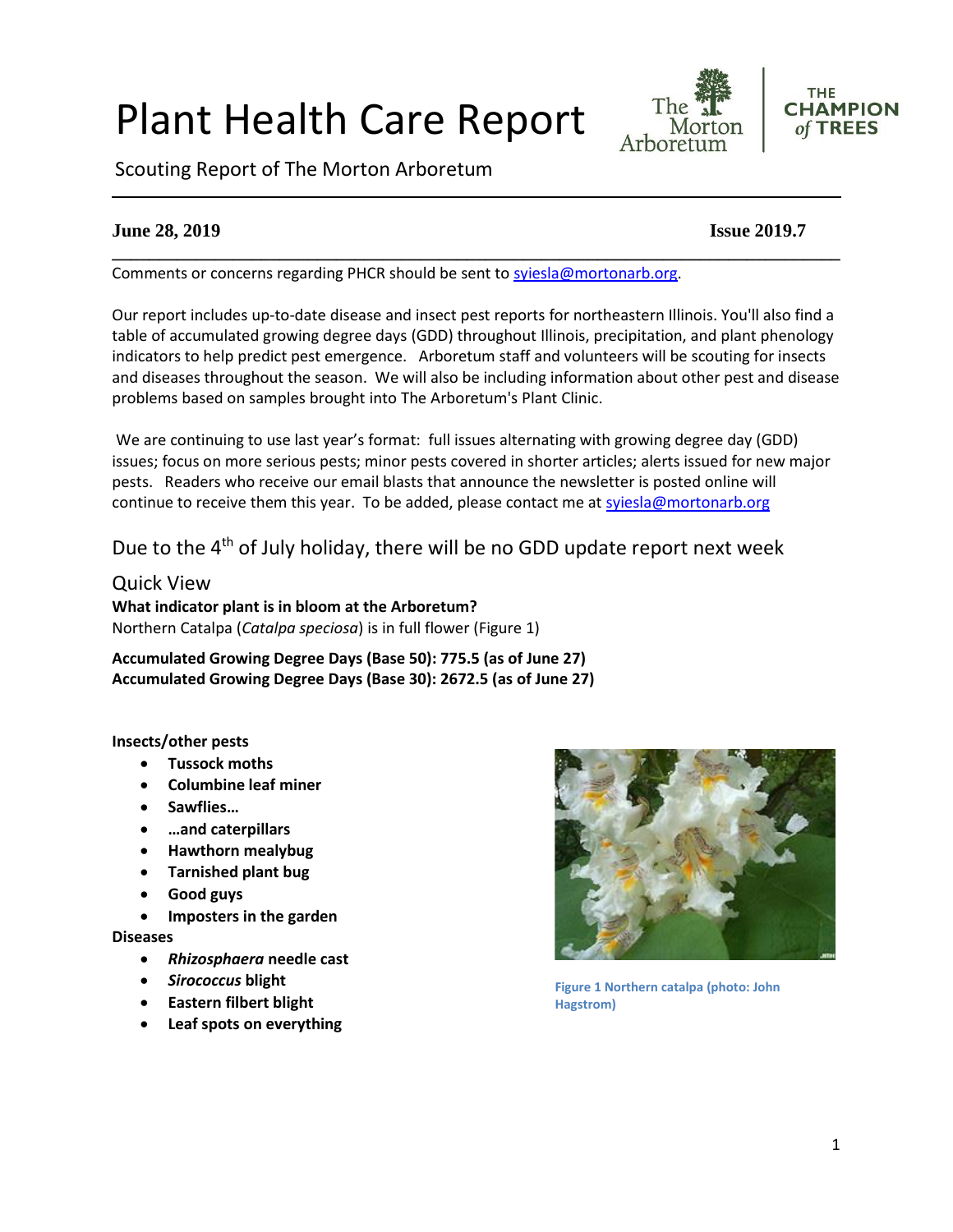# Plant Health Care Report

Scouting Report of The Morton Arboretum

**June 28, 2019** **Issue 2019.7**

Comments or concerns regarding PHCR should be sent to syiesla@mortonarb.org.

Our report includes up-to-date disease and insect pest reports for northeastern Illinois. You'll also find a table of accumulated growing degree days (GDD) throughout Illinois, precipitation, and plant phenology indicators to help predict pest emergence. Arboretum staff and volunteers will be scouting for insects and diseases throughout the season. We will also be including information about other pest and disease problems based on samples brought into The Arboretum's Plant Clinic.

We are continuing to use last year's format: full issues alternating with growing degree day (GDD) issues; focus on more serious pests; minor pests covered in shorter articles; alerts issued for new major pests. Readers who receive our email blasts that announce the newsletter is posted online will continue to receive them this year. To be added, please contact me at syiesla@mortonarb.org

## Due to the 4th of July holiday, there will be no GDD update report next week

## Quick View

**What indicator plant is in bloom at the Arboretum?**
Northern Catalpa (*Catalpa speciosa*) is in full flower (Figure 1)

**Accumulated Growing Degree Days (Base 50): 775.5 (as of June 27)**
**Accumulated Growing Degree Days (Base 30): 2672.5 (as of June 27)**

**Insects/other pests**

- **Tussock moths**
- **Columbine leaf miner**
- **Sawflies…**
- **…and caterpillars**
- **Hawthorn mealybug**
- **Tarnished plant bug**
- **Good guys**
- **Imposters in the garden**

**Diseases**

- ***Rhizosphaera* needle cast**
- ***Sirococcus* blight**
- **Eastern filbert blight**
- **Leaf spots on everything**

Figure 1 Northern catalpa (photo: John Hagstrom)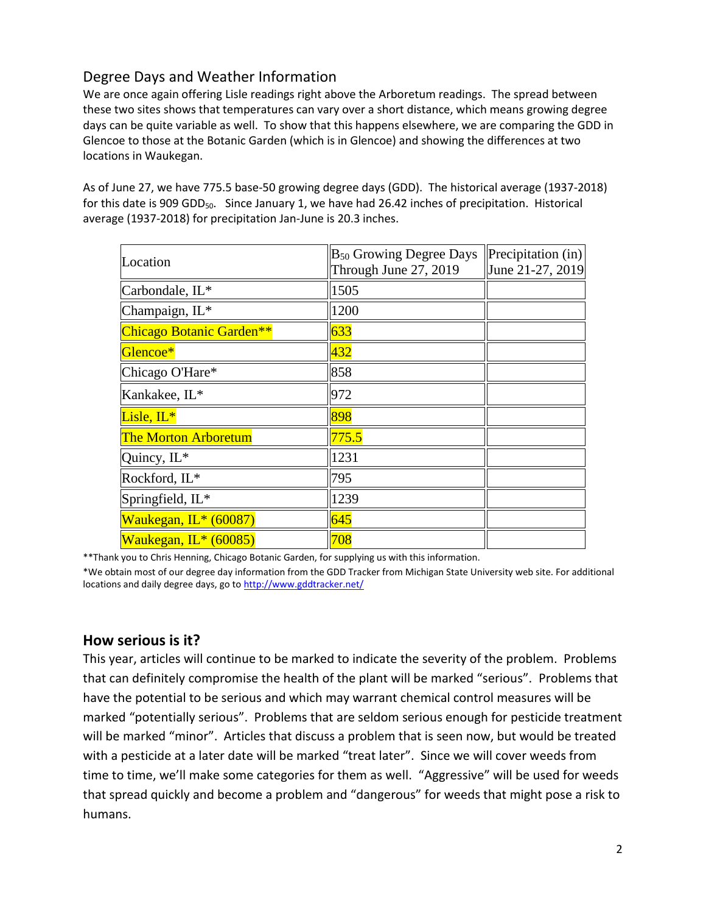## Degree Days and Weather Information

We are once again offering Lisle readings right above the Arboretum readings. The spread between these two sites shows that temperatures can vary over a short distance, which means growing degree days can be quite variable as well. To show that this happens elsewhere, we are comparing the GDD in Glencoe to those at the Botanic Garden (which is in Glencoe) and showing the differences at two locations in Waukegan.

As of June 27, we have 775.5 base-50 growing degree days (GDD). The historical average (1937-2018) for this date is 909 $GDD_{50}$. Since January 1, we have had 26.42 inches of precipitation. Historical average (1937-2018) for precipitation Jan-June is 20.3 inches.

| Location | $B_{50}$ Growing Degree Days Through June 27, 2019 | Precipitation (in) June 21-27, 2019 |
|---|---|---|
| Carbondale, IL* | 1505 | |
| Champaign, IL* | 1200 | |
| Chicago Botanic Garden** | 633 | |
| Glencoe* | 432 | |
| Chicago O'Hare* | 858 | |
| Kankakee, IL* | 972 | |
| Lisle, IL* | 898 | |
| The Morton Arboretum | 775.5 | |
| Quincy, IL* | 1231 | |
| Rockford, IL* | 795 | |
| Springfield, IL* | 1239 | |
| Waukegan, IL* (60087) | 645 | |
| Waukegan, IL* (60085) | 708 | |

**Thank you to Chris Henning, Chicago Botanic Garden, for supplying us with this information.

*We obtain most of our degree day information from the GDD Tracker from Michigan State University web site. For additional locations and daily degree days, go to http://www.gddtracker.net/

## How serious is it?

This year, articles will continue to be marked to indicate the severity of the problem. Problems that can definitely compromise the health of the plant will be marked "serious". Problems that have the potential to be serious and which may warrant chemical control measures will be marked "potentially serious". Problems that are seldom serious enough for pesticide treatment will be marked "minor". Articles that discuss a problem that is seen now, but would be treated with a pesticide at a later date will be marked "treat later". Since we will cover weeds from time to time, we'll make some categories for them as well. "Aggressive" will be used for weeds that spread quickly and become a problem and "dangerous" for weeds that might pose a risk to humans.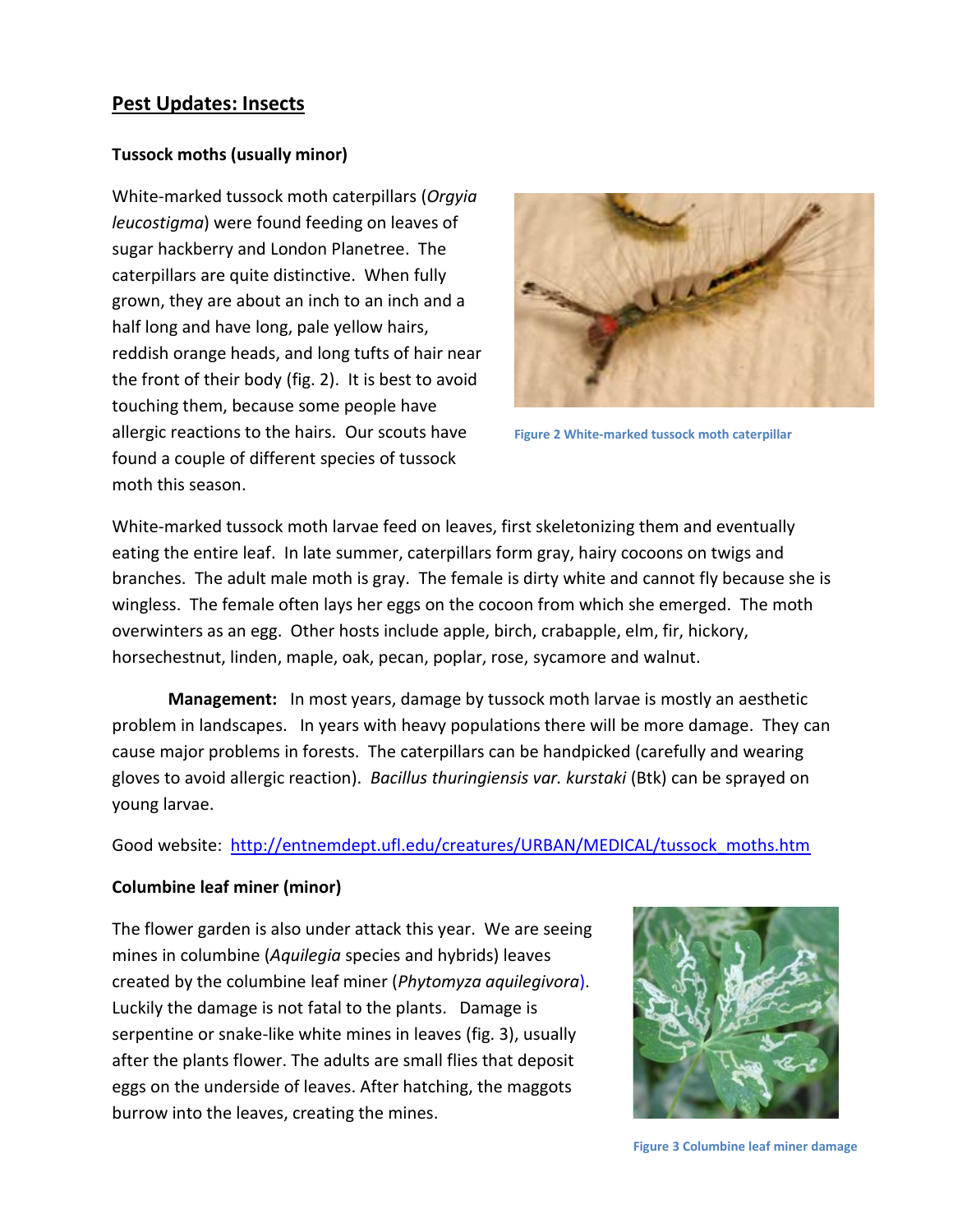## Pest Updates: Insects

### Tussock moths (usually minor)

White-marked tussock moth caterpillars (*Orgyia leucostigma*) were found feeding on leaves of sugar hackberry and London Planetree. The caterpillars are quite distinctive. When fully grown, they are about an inch to an inch and a half long and have long, pale yellow hairs, reddish orange heads, and long tufts of hair near the front of their body (fig. 2). It is best to avoid touching them, because some people have allergic reactions to the hairs. Our scouts have found a couple of different species of tussock moth this season.

Figure 2 White-marked tussock moth caterpillar

White-marked tussock moth larvae feed on leaves, first skeletonizing them and eventually eating the entire leaf. In late summer, caterpillars form gray, hairy cocoons on twigs and branches. The adult male moth is gray. The female is dirty white and cannot fly because she is wingless. The female often lays her eggs on the cocoon from which she emerged. The moth overwinters as an egg. Other hosts include apple, birch, crabapple, elm, fir, hickory, horsechestnut, linden, maple, oak, pecan, poplar, rose, sycamore and walnut.

**Management:** In most years, damage by tussock moth larvae is mostly an aesthetic problem in landscapes. In years with heavy populations there will be more damage. They can cause major problems in forests. The caterpillars can be handpicked (carefully and wearing gloves to avoid allergic reaction). *Bacillus thuringiensis var. kurstaki* (Btk) can be sprayed on young larvae.

Good website: http://entnemdept.ufl.edu/creatures/URBAN/MEDICAL/tussock_moths.htm

### Columbine leaf miner (minor)

The flower garden is also under attack this year. We are seeing mines in columbine (*Aquilegia* species and hybrids) leaves created by the columbine leaf miner (*Phytomyza aquilegivora*). Luckily the damage is not fatal to the plants. Damage is serpentine or snake-like white mines in leaves (fig. 3), usually after the plants flower. The adults are small flies that deposit eggs on the underside of leaves. After hatching, the maggots burrow into the leaves, creating the mines.

Figure 3 Columbine leaf miner damage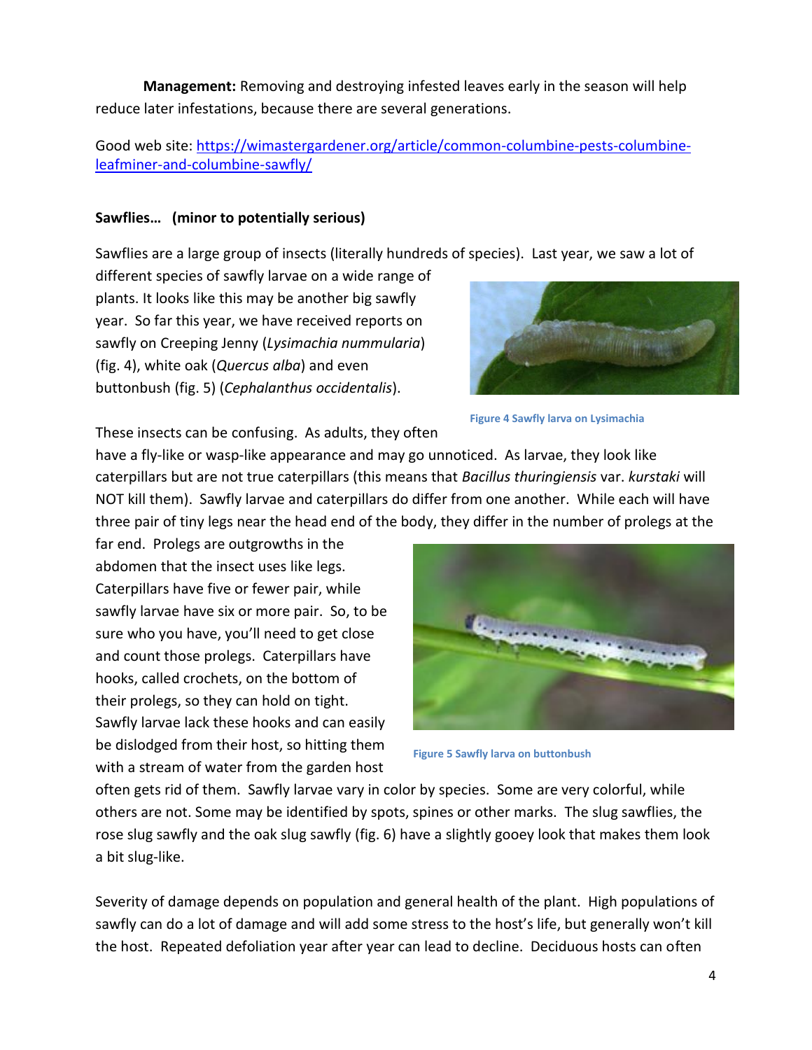**Management:** Removing and destroying infested leaves early in the season will help reduce later infestations, because there are several generations.

Good web site: [https://wimastergardener.org/article/common-columbine-pests-columbine-leafminer-and-columbine-sawfly/](https://wimastergardener.org/article/common-columbine-pests-columbine-leafminer-and-columbine-sawfly/)

**Sawflies… (minor to potentially serious)**

Sawflies are a large group of insects (literally hundreds of species). Last year, we saw a lot of different species of sawfly larvae on a wide range of plants. It looks like this may be another big sawfly year. So far this year, we have received reports on sawfly on Creeping Jenny (*Lysimachia nummularia*) (fig. 4), white oak (*Quercus alba*) and even buttonbush (fig. 5) (*Cephalanthus occidentalis*).

Figure 4 Sawfly larva on Lysimachia

These insects can be confusing. As adults, they often have a fly-like or wasp-like appearance and may go unnoticed. As larvae, they look like caterpillars but are not true caterpillars (this means that *Bacillus thuringiensis* var. *kurstaki* will NOT kill them). Sawfly larvae and caterpillars do differ from one another. While each will have three pair of tiny legs near the head end of the body, they differ in the number of prolegs at the far end. Prolegs are outgrowths in the abdomen that the insect uses like legs. Caterpillars have five or fewer pair, while sawfly larvae have six or more pair. So, to be sure who you have, you'll need to get close and count those prolegs. Caterpillars have hooks, called crochets, on the bottom of their prolegs, so they can hold on tight. Sawfly larvae lack these hooks and can easily be dislodged from their host, so hitting them with a stream of water from the garden host often gets rid of them. Sawfly larvae vary in color by species. Some are very colorful, while others are not. Some may be identified by spots, spines or other marks. The slug sawflies, the rose slug sawfly and the oak slug sawfly (fig. 6) have a slightly gooey look that makes them look a bit slug-like.

Figure 5 Sawfly larva on buttonbush

Severity of damage depends on population and general health of the plant. High populations of sawfly can do a lot of damage and will add some stress to the host's life, but generally won't kill the host. Repeated defoliation year after year can lead to decline. Deciduous hosts can often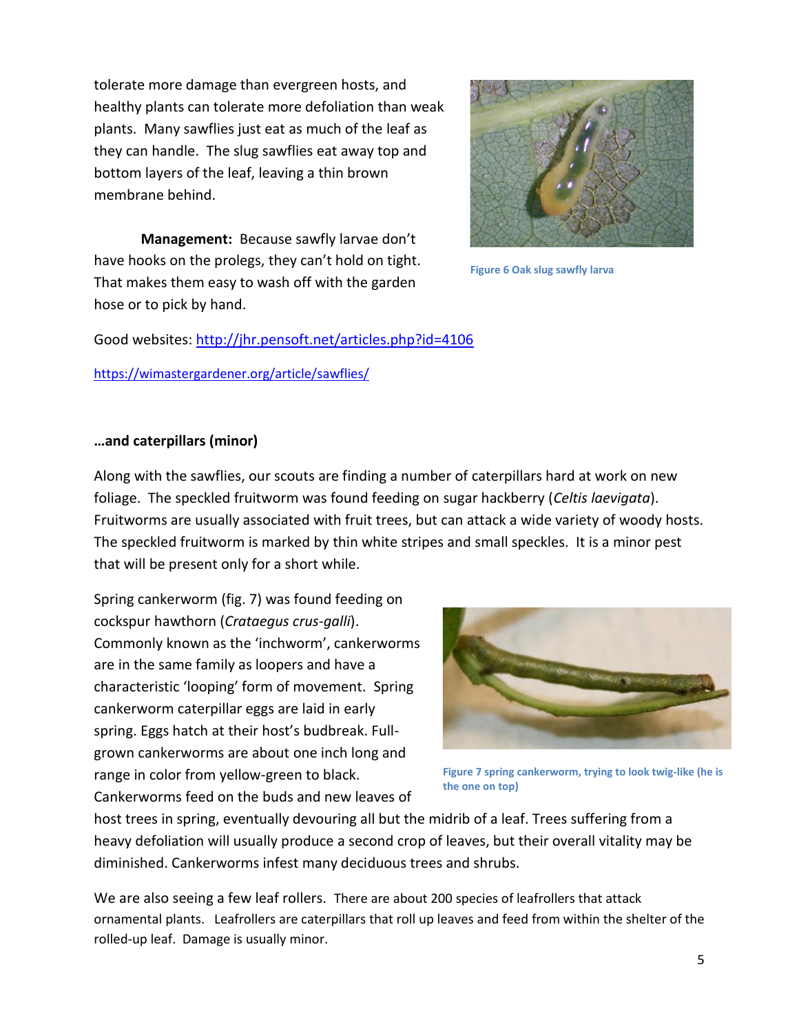tolerate more damage than evergreen hosts, and healthy plants can tolerate more defoliation than weak plants. Many sawflies just eat as much of the leaf as they can handle. The slug sawflies eat away top and bottom layers of the leaf, leaving a thin brown membrane behind.

Figure 6 Oak slug sawfly larva

**Management:** Because sawfly larvae don't have hooks on the prolegs, they can't hold on tight. That makes them easy to wash off with the garden hose or to pick by hand.

Good websites: [http://jhr.pensoft.net/articles.php?id=4106](http://jhr.pensoft.net/articles.php?id=4106)

[https://wimastergardener.org/article/sawflies/](https://wimastergardener.org/article/sawflies/)

**…and caterpillars (minor)**

Along with the sawflies, our scouts are finding a number of caterpillars hard at work on new foliage. The speckled fruitworm was found feeding on sugar hackberry (*Celtis laevigata*). Fruitworms are usually associated with fruit trees, but can attack a wide variety of woody hosts. The speckled fruitworm is marked by thin white stripes and small speckles. It is a minor pest that will be present only for a short while.

Spring cankerworm (fig. 7) was found feeding on cockspur hawthorn (*Crataegus crus-galli*). Commonly known as the 'inchworm', cankerworms are in the same family as loopers and have a characteristic 'looping' form of movement. Spring cankerworm caterpillar eggs are laid in early spring. Eggs hatch at their host's budbreak. Full-grown cankerworms are about one inch long and range in color from yellow-green to black. Cankerworms feed on the buds and new leaves of host trees in spring, eventually devouring all but the midrib of a leaf. Trees suffering from a heavy defoliation will usually produce a second crop of leaves, but their overall vitality may be diminished. Cankerworms infest many deciduous trees and shrubs.

Figure 7 spring cankerworm, trying to look twig-like (he is the one on top)

We are also seeing a few leaf rollers. There are about 200 species of leafrollers that attack ornamental plants. Leafrollers are caterpillars that roll up leaves and feed from within the shelter of the rolled-up leaf. Damage is usually minor.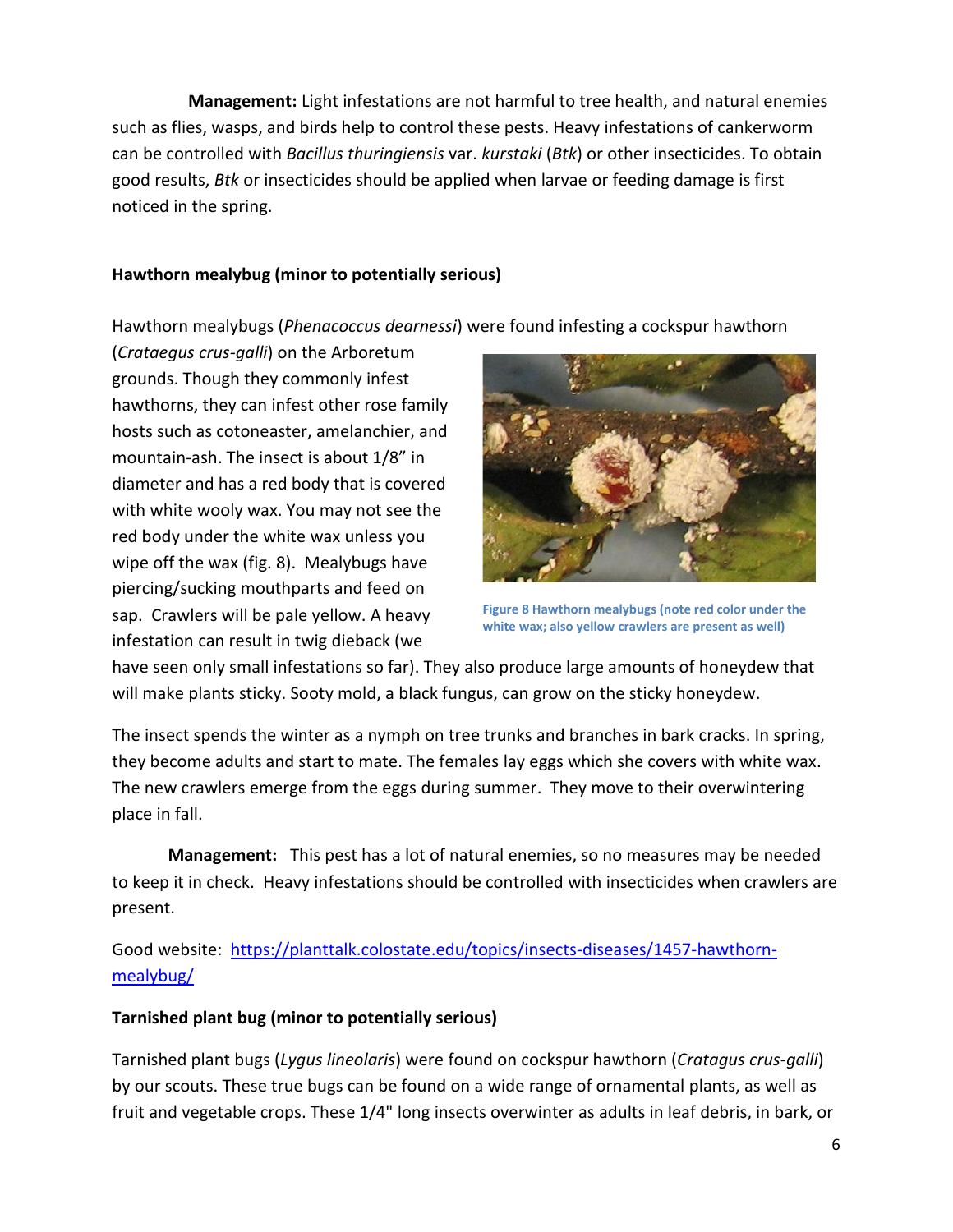**Management:** Light infestations are not harmful to tree health, and natural enemies such as flies, wasps, and birds help to control these pests. Heavy infestations of cankerworm can be controlled with *Bacillus thuringiensis* var. *kurstaki* (*Btk*) or other insecticides. To obtain good results, *Btk* or insecticides should be applied when larvae or feeding damage is first noticed in the spring.

**Hawthorn mealybug (minor to potentially serious)**

Hawthorn mealybugs (*Phenacoccus dearnessi*) were found infesting a cockspur hawthorn (*Crataegus crus-galli*) on the Arboretum grounds. Though they commonly infest hawthorns, they can infest other rose family hosts such as cotoneaster, amelanchier, and mountain-ash. The insect is about 1/8" in diameter and has a red body that is covered with white wooly wax. You may not see the red body under the white wax unless you wipe off the wax (fig. 8). Mealybugs have piercing/sucking mouthparts and feed on sap. Crawlers will be pale yellow. A heavy infestation can result in twig dieback (we have seen only small infestations so far). They also produce large amounts of honeydew that will make plants sticky. Sooty mold, a black fungus, can grow on the sticky honeydew.

**Figure 8 Hawthorn mealybugs (note red color under the white wax; also yellow crawlers are present as well)**

The insect spends the winter as a nymph on tree trunks and branches in bark cracks. In spring, they become adults and start to mate. The females lay eggs which she covers with white wax. The new crawlers emerge from the eggs during summer. They move to their overwintering place in fall.

**Management:** This pest has a lot of natural enemies, so no measures may be needed to keep it in check. Heavy infestations should be controlled with insecticides when crawlers are present.

Good website: [https://planttalk.colostate.edu/topics/insects-diseases/1457-hawthorn-mealybug/](https://planttalk.colostate.edu/topics/insects-diseases/1457-hawthorn-mealybug/)

**Tarnished plant bug (minor to potentially serious)**

Tarnished plant bugs (*Lygus lineolaris*) were found on cockspur hawthorn (*Cratagus crus-galli*) by our scouts. These true bugs can be found on a wide range of ornamental plants, as well as fruit and vegetable crops. These 1/4" long insects overwinter as adults in leaf debris, in bark, or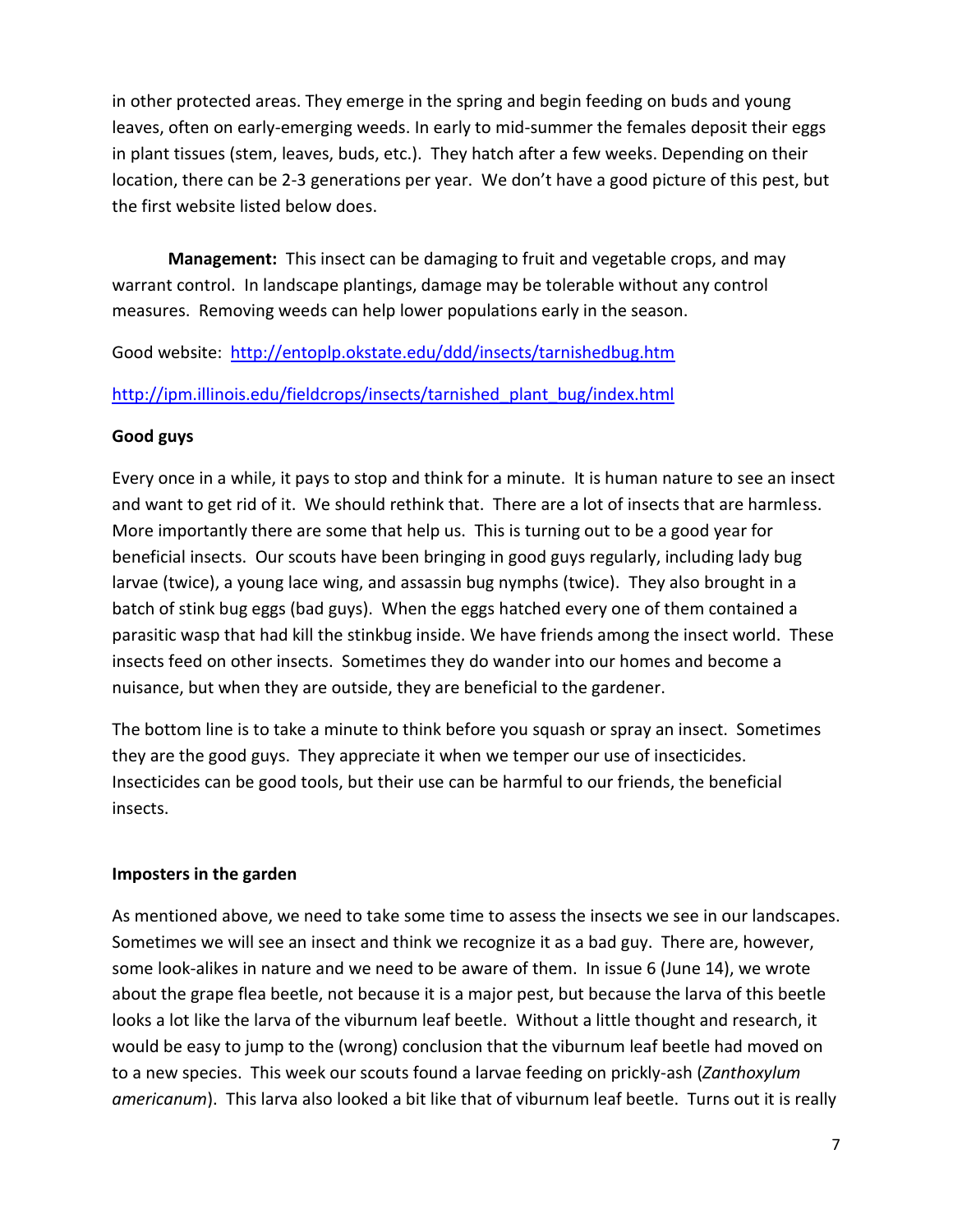in other protected areas. They emerge in the spring and begin feeding on buds and young leaves, often on early-emerging weeds. In early to mid-summer the females deposit their eggs in plant tissues (stem, leaves, buds, etc.). They hatch after a few weeks. Depending on their location, there can be 2-3 generations per year. We don't have a good picture of this pest, but the first website listed below does.

**Management:** This insect can be damaging to fruit and vegetable crops, and may warrant control. In landscape plantings, damage may be tolerable without any control measures. Removing weeds can help lower populations early in the season.

Good website: http://entoplp.okstate.edu/ddd/insects/tarnishedbug.htm

http://ipm.illinois.edu/fieldcrops/insects/tarnished_plant_bug/index.html

**Good guys**

Every once in a while, it pays to stop and think for a minute. It is human nature to see an insect and want to get rid of it. We should rethink that. There are a lot of insects that are harmless. More importantly there are some that help us. This is turning out to be a good year for beneficial insects. Our scouts have been bringing in good guys regularly, including lady bug larvae (twice), a young lace wing, and assassin bug nymphs (twice). They also brought in a batch of stink bug eggs (bad guys). When the eggs hatched every one of them contained a parasitic wasp that had kill the stinkbug inside. We have friends among the insect world. These insects feed on other insects. Sometimes they do wander into our homes and become a nuisance, but when they are outside, they are beneficial to the gardener.

The bottom line is to take a minute to think before you squash or spray an insect. Sometimes they are the good guys. They appreciate it when we temper our use of insecticides. Insecticides can be good tools, but their use can be harmful to our friends, the beneficial insects.

**Imposters in the garden**

As mentioned above, we need to take some time to assess the insects we see in our landscapes. Sometimes we will see an insect and think we recognize it as a bad guy. There are, however, some look-alikes in nature and we need to be aware of them. In issue 6 (June 14), we wrote about the grape flea beetle, not because it is a major pest, but because the larva of this beetle looks a lot like the larva of the viburnum leaf beetle. Without a little thought and research, it would be easy to jump to the (wrong) conclusion that the viburnum leaf beetle had moved on to a new species. This week our scouts found a larvae feeding on prickly-ash (*Zanthoxylum americanum*). This larva also looked a bit like that of viburnum leaf beetle. Turns out it is really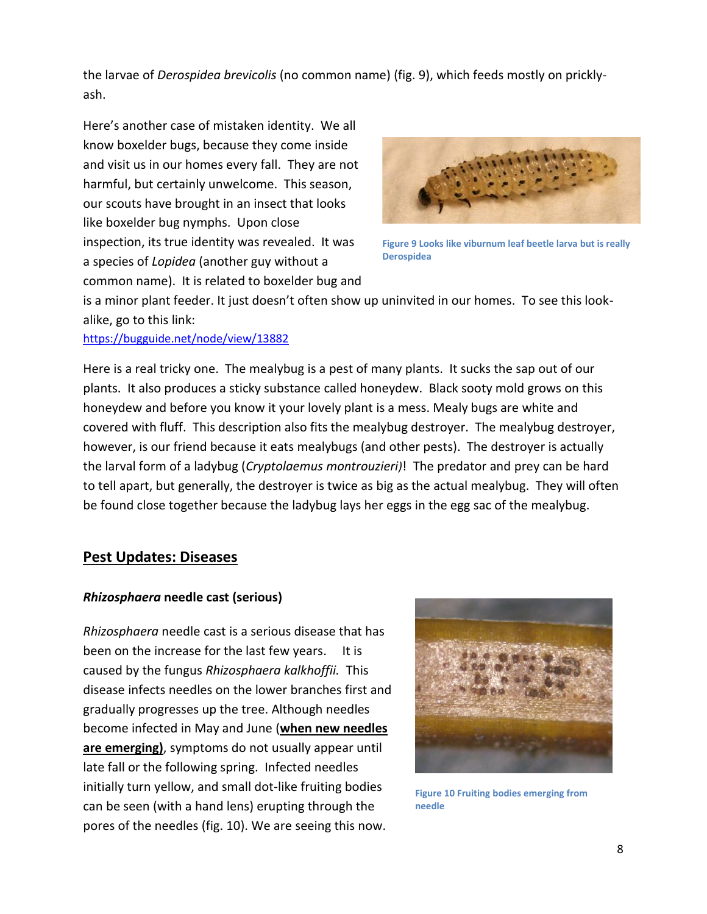the larvae of *Derospidea brevicolis* (no common name) (fig. 9), which feeds mostly on prickly-ash.

Here's another case of mistaken identity. We all know boxelder bugs, because they come inside and visit us in our homes every fall. They are not harmful, but certainly unwelcome. This season, our scouts have brought in an insect that looks like boxelder bug nymphs. Upon close inspection, its true identity was revealed. It was a species of *Lopidea* (another guy without a common name). It is related to boxelder bug and is a minor plant feeder. It just doesn't often show up uninvited in our homes. To see this look-alike, go to this link:
https://bugguide.net/node/view/13882

Figure 9 Looks like viburnum leaf beetle larva but is really Derospidea

Here is a real tricky one. The mealybug is a pest of many plants. It sucks the sap out of our plants. It also produces a sticky substance called honeydew. Black sooty mold grows on this honeydew and before you know it your lovely plant is a mess. Mealy bugs are white and covered with fluff. This description also fits the mealybug destroyer. The mealybug destroyer, however, is our friend because it eats mealybugs (and other pests). The destroyer is actually the larval form of a ladybug (*Cryptolaemus montrouzieri)*! The predator and prey can be hard to tell apart, but generally, the destroyer is twice as big as the actual mealybug. They will often be found close together because the ladybug lays her eggs in the egg sac of the mealybug.

## Pest Updates: Diseases

### *Rhizosphaera* needle cast (serious)

*Rhizosphaera* needle cast is a serious disease that has been on the increase for the last few years. It is caused by the fungus *Rhizosphaera kalkhoffii.* This disease infects needles on the lower branches first and gradually progresses up the tree. Although needles become infected in May and June (**when new needles are emerging)**, symptoms do not usually appear until late fall or the following spring. Infected needles initially turn yellow, and small dot-like fruiting bodies can be seen (with a hand lens) erupting through the pores of the needles (fig. 10). We are seeing this now.

Figure 10 Fruiting bodies emerging from needle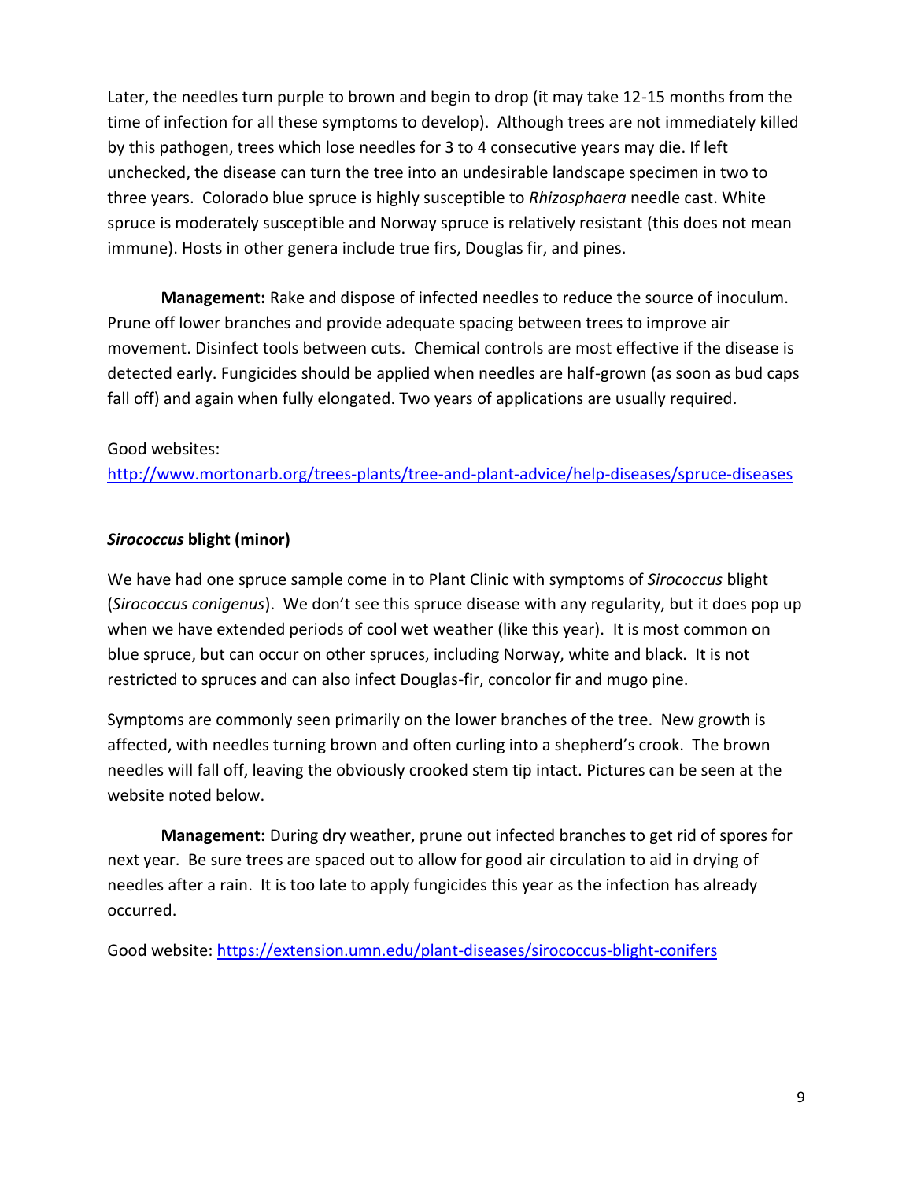Later, the needles turn purple to brown and begin to drop (it may take 12-15 months from the time of infection for all these symptoms to develop). Although trees are not immediately killed by this pathogen, trees which lose needles for 3 to 4 consecutive years may die. If left unchecked, the disease can turn the tree into an undesirable landscape specimen in two to three years. Colorado blue spruce is highly susceptible to *Rhizosphaera* needle cast. White spruce is moderately susceptible and Norway spruce is relatively resistant (this does not mean immune). Hosts in other genera include true firs, Douglas fir, and pines.

**Management:** Rake and dispose of infected needles to reduce the source of inoculum. Prune off lower branches and provide adequate spacing between trees to improve air movement. Disinfect tools between cuts. Chemical controls are most effective if the disease is detected early. Fungicides should be applied when needles are half-grown (as soon as bud caps fall off) and again when fully elongated. Two years of applications are usually required.

Good websites:
http://www.mortonarb.org/trees-plants/tree-and-plant-advice/help-diseases/spruce-diseases

### ***Sirococcus* blight (minor)**

We have had one spruce sample come in to Plant Clinic with symptoms of *Sirococcus* blight (*Sirococcus conigenus*). We don't see this spruce disease with any regularity, but it does pop up when we have extended periods of cool wet weather (like this year). It is most common on blue spruce, but can occur on other spruces, including Norway, white and black. It is not restricted to spruces and can also infect Douglas-fir, concolor fir and mugo pine.

Symptoms are commonly seen primarily on the lower branches of the tree. New growth is affected, with needles turning brown and often curling into a shepherd's crook. The brown needles will fall off, leaving the obviously crooked stem tip intact. Pictures can be seen at the website noted below.

**Management:** During dry weather, prune out infected branches to get rid of spores for next year. Be sure trees are spaced out to allow for good air circulation to aid in drying of needles after a rain. It is too late to apply fungicides this year as the infection has already occurred.

Good website: https://extension.umn.edu/plant-diseases/sirococcus-blight-conifers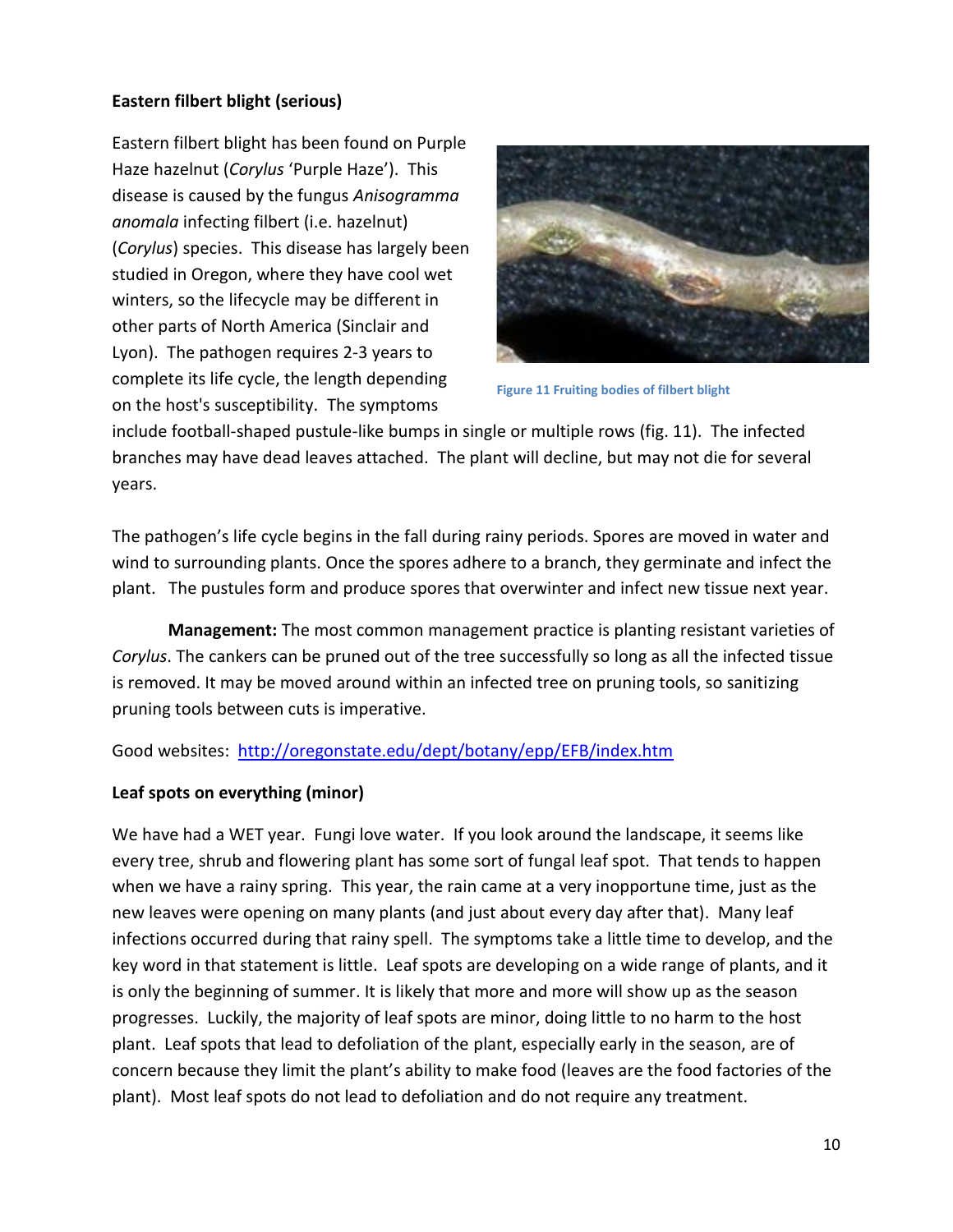**Eastern filbert blight (serious)**

Eastern filbert blight has been found on Purple Haze hazelnut (*Corylus* 'Purple Haze'). This disease is caused by the fungus *Anisogramma anomala* infecting filbert (i.e. hazelnut) (*Corylus*) species. This disease has largely been studied in Oregon, where they have cool wet winters, so the lifecycle may be different in other parts of North America (Sinclair and Lyon). The pathogen requires 2-3 years to complete its life cycle, the length depending on the host's susceptibility. The symptoms include football-shaped pustule-like bumps in single or multiple rows (fig. 11). The infected branches may have dead leaves attached. The plant will decline, but may not die for several years.

Figure 11 Fruiting bodies of filbert blight

The pathogen's life cycle begins in the fall during rainy periods. Spores are moved in water and wind to surrounding plants. Once the spores adhere to a branch, they germinate and infect the plant. The pustules form and produce spores that overwinter and infect new tissue next year.

**Management:** The most common management practice is planting resistant varieties of *Corylus*. The cankers can be pruned out of the tree successfully so long as all the infected tissue is removed. It may be moved around within an infected tree on pruning tools, so sanitizing pruning tools between cuts is imperative.

Good websites: [http://oregonstate.edu/dept/botany/epp/EFB/index.htm](http://oregonstate.edu/dept/botany/epp/EFB/index.htm)

**Leaf spots on everything (minor)**

We have had a WET year. Fungi love water. If you look around the landscape, it seems like every tree, shrub and flowering plant has some sort of fungal leaf spot. That tends to happen when we have a rainy spring. This year, the rain came at a very inopportune time, just as the new leaves were opening on many plants (and just about every day after that). Many leaf infections occurred during that rainy spell. The symptoms take a little time to develop, and the key word in that statement is little. Leaf spots are developing on a wide range of plants, and it is only the beginning of summer. It is likely that more and more will show up as the season progresses. Luckily, the majority of leaf spots are minor, doing little to no harm to the host plant. Leaf spots that lead to defoliation of the plant, especially early in the season, are of concern because they limit the plant's ability to make food (leaves are the food factories of the plant). Most leaf spots do not lead to defoliation and do not require any treatment.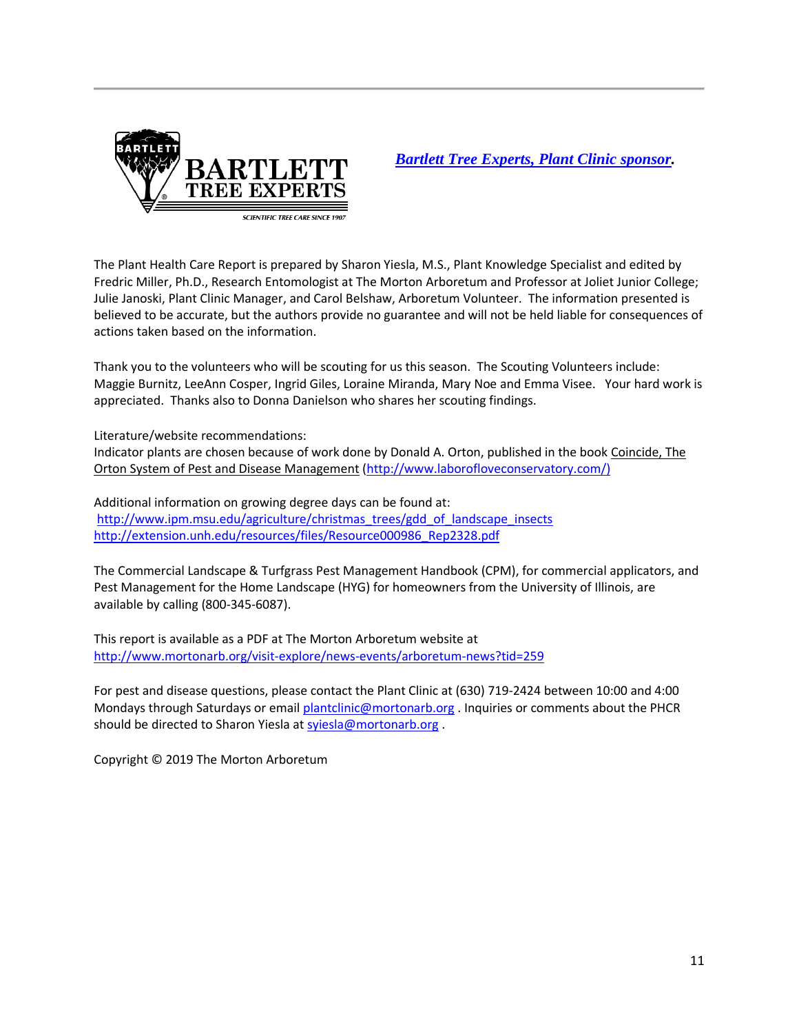***Bartlett Tree Experts, Plant Clinic sponsor*.**

The Plant Health Care Report is prepared by Sharon Yiesla, M.S., Plant Knowledge Specialist and edited by Fredric Miller, Ph.D., Research Entomologist at The Morton Arboretum and Professor at Joliet Junior College; Julie Janoski, Plant Clinic Manager, and Carol Belshaw, Arboretum Volunteer. The information presented is believed to be accurate, but the authors provide no guarantee and will not be held liable for consequences of actions taken based on the information.

Thank you to the volunteers who will be scouting for us this season. The Scouting Volunteers include: Maggie Burnitz, LeeAnn Cosper, Ingrid Giles, Loraine Miranda, Mary Noe and Emma Visee. Your hard work is appreciated. Thanks also to Donna Danielson who shares her scouting findings.

Literature/website recommendations:
Indicator plants are chosen because of work done by Donald A. Orton, published in the book Coincide, The Orton System of Pest and Disease Management (http://www.laborofloveconservatory.com/)

Additional information on growing degree days can be found at:
http://www.ipm.msu.edu/agriculture/christmas_trees/gdd_of_landscape_insects
http://extension.unh.edu/resources/files/Resource000986_Rep2328.pdf

The Commercial Landscape & Turfgrass Pest Management Handbook (CPM), for commercial applicators, and Pest Management for the Home Landscape (HYG) for homeowners from the University of Illinois, are available by calling (800-345-6087).

This report is available as a PDF at The Morton Arboretum website at
http://www.mortonarb.org/visit-explore/news-events/arboretum-news?tid=259

For pest and disease questions, please contact the Plant Clinic at (630) 719-2424 between 10:00 and 4:00 Mondays through Saturdays or email plantclinic@mortonarb.org . Inquiries or comments about the PHCR should be directed to Sharon Yiesla at syiesla@mortonarb.org .

Copyright © 2019 The Morton Arboretum